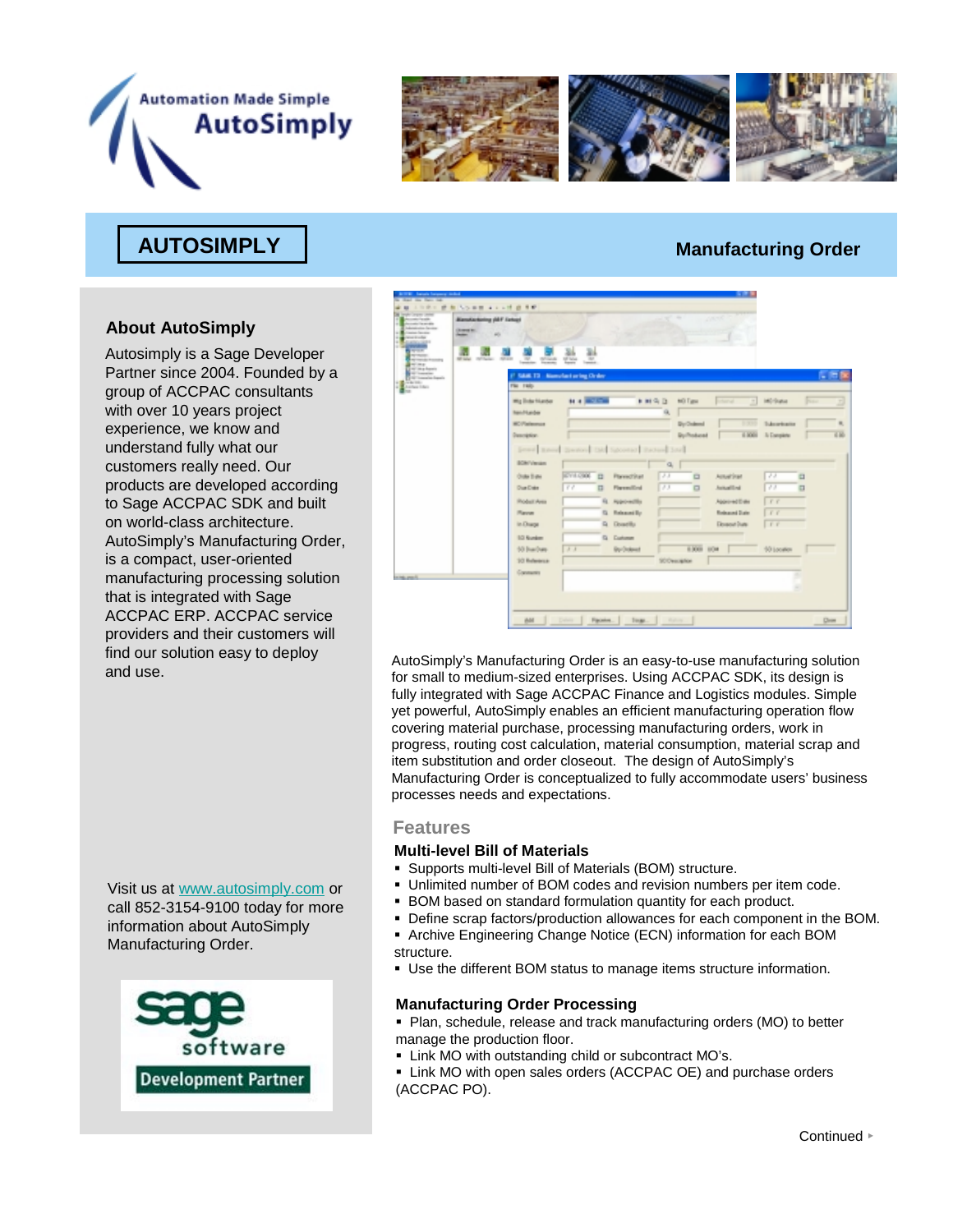Automation Made Simple
AutoSimply

# AUTOSIMPLY

## Manufacturing Order

### About AutoSimply

Autosimply is a Sage Developer Partner since 2004. Founded by a group of ACCPAC consultants with over 10 years project experience, we know and understand fully what our customers really need. Our products are developed according to Sage ACCPAC SDK and built on world-class architecture. AutoSimply's Manufacturing Order, is a compact, user-oriented manufacturing processing solution that is integrated with Sage ACCPAC ERP. ACCPAC service providers and their customers will find our solution easy to deploy and use.

Visit us at [www.autosimply.com](http://www.autosimply.com) or call 852-3154-9100 today for more information about AutoSimply Manufacturing Order.

sage software Development Partner

AutoSimply's Manufacturing Order is an easy-to-use manufacturing solution for small to medium-sized enterprises. Using ACCPAC SDK, its design is fully integrated with Sage ACCPAC Finance and Logistics modules. Simple yet powerful, AutoSimply enables an efficient manufacturing operation flow covering material purchase, processing manufacturing orders, work in progress, routing cost calculation, material consumption, material scrap and item substitution and order closeout. The design of AutoSimply's Manufacturing Order is conceptualized to fully accommodate users' business processes needs and expectations.

## Features

### Multi-level Bill of Materials

- Supports multi-level Bill of Materials (BOM) structure.
- Unlimited number of BOM codes and revision numbers per item code.
- BOM based on standard formulation quantity for each product.
- Define scrap factors/production allowances for each component in the BOM.
- Archive Engineering Change Notice (ECN) information for each BOM structure.
- Use the different BOM status to manage items structure information.

### Manufacturing Order Processing

- Plan, schedule, release and track manufacturing orders (MO) to better manage the production floor.
- Link MO with outstanding child or subcontract MO's.
- Link MO with open sales orders (ACCPAC OE) and purchase orders (ACCPAC PO).

Continued ▸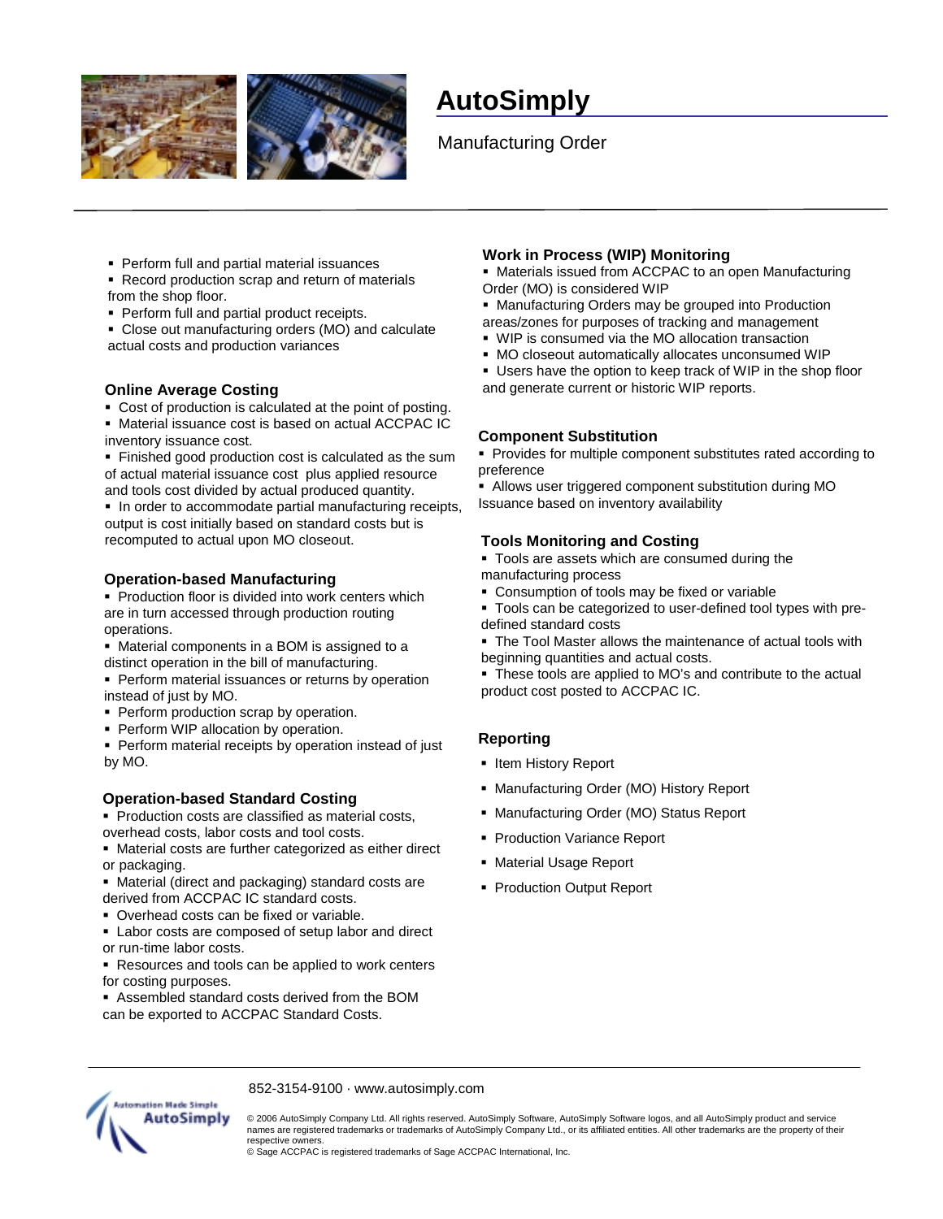# AutoSimply

Manufacturing Order

- Perform full and partial material issuances
- Record production scrap and return of materials from the shop floor.
- Perform full and partial product receipts.
- Close out manufacturing orders (MO) and calculate actual costs and production variances

### Online Average Costing

- Cost of production is calculated at the point of posting.
- Material issuance cost is based on actual ACCPAC IC inventory issuance cost.
- Finished good production cost is calculated as the sum of actual material issuance cost plus applied resource and tools cost divided by actual produced quantity.
- In order to accommodate partial manufacturing receipts, output is cost initially based on standard costs but is recomputed to actual upon MO closeout.

### Operation-based Manufacturing

- Production floor is divided into work centers which are in turn accessed through production routing operations.
- Material components in a BOM is assigned to a distinct operation in the bill of manufacturing.
- Perform material issuances or returns by operation instead of just by MO.
- Perform production scrap by operation.
- Perform WIP allocation by operation.
- Perform material receipts by operation instead of just by MO.

### Operation-based Standard Costing

- Production costs are classified as material costs, overhead costs, labor costs and tool costs.
- Material costs are further categorized as either direct or packaging.
- Material (direct and packaging) standard costs are derived from ACCPAC IC standard costs.
- Overhead costs can be fixed or variable.
- Labor costs are composed of setup labor and direct or run-time labor costs.
- Resources and tools can be applied to work centers for costing purposes.
- Assembled standard costs derived from the BOM can be exported to ACCPAC Standard Costs.

### Work in Process (WIP) Monitoring

- Materials issued from ACCPAC to an open Manufacturing Order (MO) is considered WIP
- Manufacturing Orders may be grouped into Production areas/zones for purposes of tracking and management
- WIP is consumed via the MO allocation transaction
- MO closeout automatically allocates unconsumed WIP
- Users have the option to keep track of WIP in the shop floor and generate current or historic WIP reports.

### Component Substitution

- Provides for multiple component substitutes rated according to preference
- Allows user triggered component substitution during MO Issuance based on inventory availability

### Tools Monitoring and Costing

- Tools are assets which are consumed during the manufacturing process
- Consumption of tools may be fixed or variable
- Tools can be categorized to user-defined tool types with pre-defined standard costs
- The Tool Master allows the maintenance of actual tools with beginning quantities and actual costs.
- These tools are applied to MO's and contribute to the actual product cost posted to ACCPAC IC.

### Reporting

- Item History Report
- Manufacturing Order (MO) History Report
- Manufacturing Order (MO) Status Report
- Production Variance Report
- Material Usage Report
- Production Output Report

852-3154-9100 · www.autosimply.com

© 2006 AutoSimply Company Ltd. All rights reserved. AutoSimply Software, AutoSimply Software logos, and all AutoSimply product and service names are registered trademarks or trademarks of AutoSimply Company Ltd., or its affiliated entities. All other trademarks are the property of their respective owners.
© Sage ACCPAC is registered trademarks of Sage ACCPAC International, Inc.